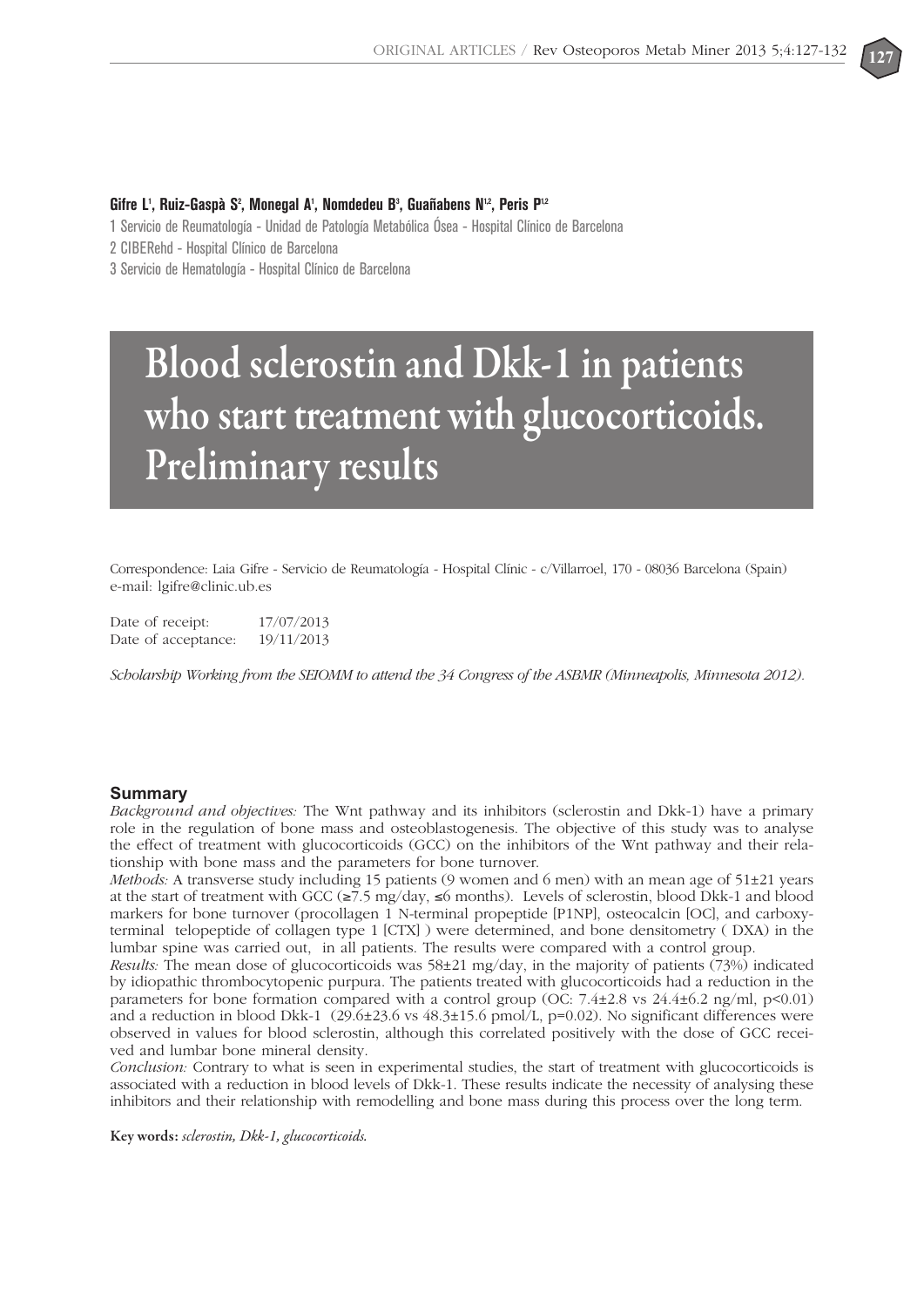**Gifre L[1], Ruiz-Gaspà S[2], Monegal A[1], Nomdedeu B[3], Guañabens N[1,2], Peris P[1,2]**

1 Servicio de Reumatología - Unidad de Patología Metabólica Ósea - Hospital Clínico de Barcelona

2 CIBERehd - Hospital Clínico de Barcelona

3 Servicio de Hematología - Hospital Clínico de Barcelona

# Blood sclerostin and Dkk-1 in patients who start treatment with glucocorticoids. Preliminary results

Correspondence: Laia Gifre - Servicio de Reumatología - Hospital Clínic - c/Villarroel, 170 - 08036 Barcelona (Spain)
e-mail: lgifre@clinic.ub.es

Date of receipt: 17/07/2013
Date of acceptance: 19/11/2013

*Scholarship Working from the SEIOMM to attend the 34 Congress of the ASBMR (Minneapolis, Minnesota 2012).*

## Summary

*Background and objectives:* The Wnt pathway and its inhibitors (sclerostin and Dkk-1) have a primary role in the regulation of bone mass and osteoblastogenesis. The objective of this study was to analyse the effect of treatment with glucocorticoids (GCC) on the inhibitors of the Wnt pathway and their relationship with bone mass and the parameters for bone turnover.

*Methods:* A transverse study including 15 patients (9 women and 6 men) with an mean age of 51±21 years at the start of treatment with GCC (≥7.5 mg/day, ≤6 months). Levels of sclerostin, blood Dkk-1 and blood markers for bone turnover (procollagen 1 N-terminal propeptide [P1NP], osteocalcin [OC], and carboxy-terminal telopeptide of collagen type 1 [CTX] ) were determined, and bone densitometry ( DXA) in the lumbar spine was carried out, in all patients. The results were compared with a control group.

*Results:* The mean dose of glucocorticoids was 58±21 mg/day, in the majority of patients (73%) indicated by idiopathic thrombocytopenic purpura. The patients treated with glucocorticoids had a reduction in the parameters for bone formation compared with a control group (OC: 7.4±2.8 vs 24.4±6.2 ng/ml, $p<0.01$) and a reduction in blood Dkk-1 (29.6±23.6 vs 48.3±15.6 pmol/L, $p=0.02$). No significant differences were observed in values for blood sclerostin, although this correlated positively with the dose of GCC received and lumbar bone mineral density.

*Conclusion:* Contrary to what is seen in experimental studies, the start of treatment with glucocorticoids is associated with a reduction in blood levels of Dkk-1. These results indicate the necessity of analysing these inhibitors and their relationship with remodelling and bone mass during this process over the long term.

**Key words:** *sclerostin, Dkk-1, glucocorticoids.*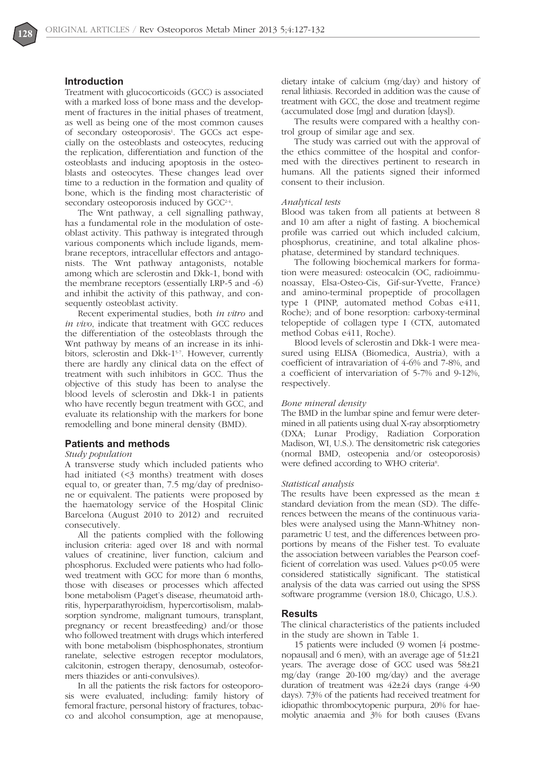## Introduction

Treatment with glucocorticoids (GCC) is associated with a marked loss of bone mass and the development of fractures in the initial phases of treatment, as well as being one of the most common causes of secondary osteoporosis[1]. The GCCs act especially on the osteoblasts and osteocytes, reducing the replication, differentiation and function of the osteoblasts and inducing apoptosis in the osteoblasts and osteocytes. These changes lead over time to a reduction in the formation and quality of bone, which is the finding most characteristic of secondary osteoporosis induced by GCC[2-4].

The Wnt pathway, a cell signalling pathway, has a fundamental role in the modulation of osteoblast activity. This pathway is integrated through various components which include ligands, membrane receptors, intracellular effectors and antagonists. The Wnt pathway antagonists, notable among which are sclerostin and Dkk-1, bond with the membrane receptors (essentially LRP-5 and -6) and inhibit the activity of this pathway, and consequently osteoblast activity.

Recent experimental studies, both *in vitro* and *in vivo*, indicate that treatment with GCC reduces the differentiation of the osteoblasts through the Wnt pathway by means of an increase in its inhibitors, sclerostin and Dkk-1[5-7]. However, currently there are hardly any clinical data on the effect of treatment with such inhibitors in GCC. Thus the objective of this study has been to analyse the blood levels of sclerostin and Dkk-1 in patients who have recently begun treatment with GCC, and evaluate its relationship with the markers for bone remodelling and bone mineral density (BMD).

## Patients and methods

### *Study population*

A transverse study which included patients who had initiated (<3 months) treatment with doses equal to, or greater than, 7.5 mg/day of prednisone or equivalent. The patients were proposed by the haematology service of the Hospital Clinic Barcelona (August 2010 to 2012) and recruited consecutively.

All the patients complied with the following inclusion criteria: aged over 18 and with normal values of creatinine, liver function, calcium and phosphorus. Excluded were patients who had followed treatment with GCC for more than 6 months, those with diseases or processes which affected bone metabolism (Paget's disease, rheumatoid arthritis, hyperparathyroidism, hypercortisolism, malabsorption syndrome, malignant tumours, transplant, pregnancy or recent breastfeeding) and/or those who followed treatment with drugs which interfered with bone metabolism (bisphosphonates, strontium ranelate, selective estrogen receptor modulators, calcitonin, estrogen therapy, denosumab, osteoformers thiazides or anti-convulsives).

In all the patients the risk factors for osteoporosis were evaluated, including: family history of femoral fracture, personal history of fractures, tobacco and alcohol consumption, age at menopause, dietary intake of calcium (mg/day) and history of renal lithiasis. Recorded in addition was the cause of treatment with GCC, the dose and treatment regime (accumulated dose [mg] and duration [days]).

The results were compared with a healthy control group of similar age and sex.

The study was carried out with the approval of the ethics committee of the hospital and conformed with the directives pertinent to research in humans. All the patients signed their informed consent to their inclusion.

### *Analytical tests*

Blood was taken from all patients at between 8 and 10 am after a night of fasting. A biochemical profile was carried out which included calcium, phosphorus, creatinine, and total alkaline phosphatase, determined by standard techniques.

The following biochemical markers for formation were measured: osteocalcin (OC, radioimmunoassay, Elsa-Osteo-Cis, Gif-sur-Yvette, France) and amino-terminal propeptide of procollagen type I (PINP, automated method Cobas e411, Roche); and of bone resorption: carboxy-terminal telopeptide of collagen type I (CTX, automated method Cobas e411, Roche).

Blood levels of sclerostin and Dkk-1 were measured using ELISA (Biomedica, Austria), with a coefficient of intravariation of 4-6% and 7-8%, and a coefficient of intervariation of 5-7% and 9-12%, respectively.

### *Bone mineral density*

The BMD in the lumbar spine and femur were determined in all patients using dual X-ray absorptiometry (DXA; Lunar Prodigy, Radiation Corporation Madison, WI, U.S.). The densitometric risk categories (normal BMD, osteopenia and/or osteoporosis) were defined according to WHO criteria[8].

### *Statistical analysis*

The results have been expressed as the mean ± standard deviation from the mean (SD). The differences between the means of the continuous variables were analysed using the Mann-Whitney nonparametric U test, and the differences between proportions by means of the Fisher test. To evaluate the association between variables the Pearson coefficient of correlation was used. Values $p<0.05$ were considered statistically significant. The statistical analysis of the data was carried out using the SPSS software programme (version 18.0, Chicago, U.S.).

## Results

The clinical characteristics of the patients included in the study are shown in Table 1.

15 patients were included (9 women [4 postmenopausal] and 6 men), with an average age of 51±21 years. The average dose of GCC used was 58±21 mg/day (range 20-100 mg/day) and the average duration of treatment was 42±24 days (range 4-90 days). 73% of the patients had received treatment for idiopathic thrombocytopenic purpura, 20% for haemolytic anaemia and 3% for both causes (Evans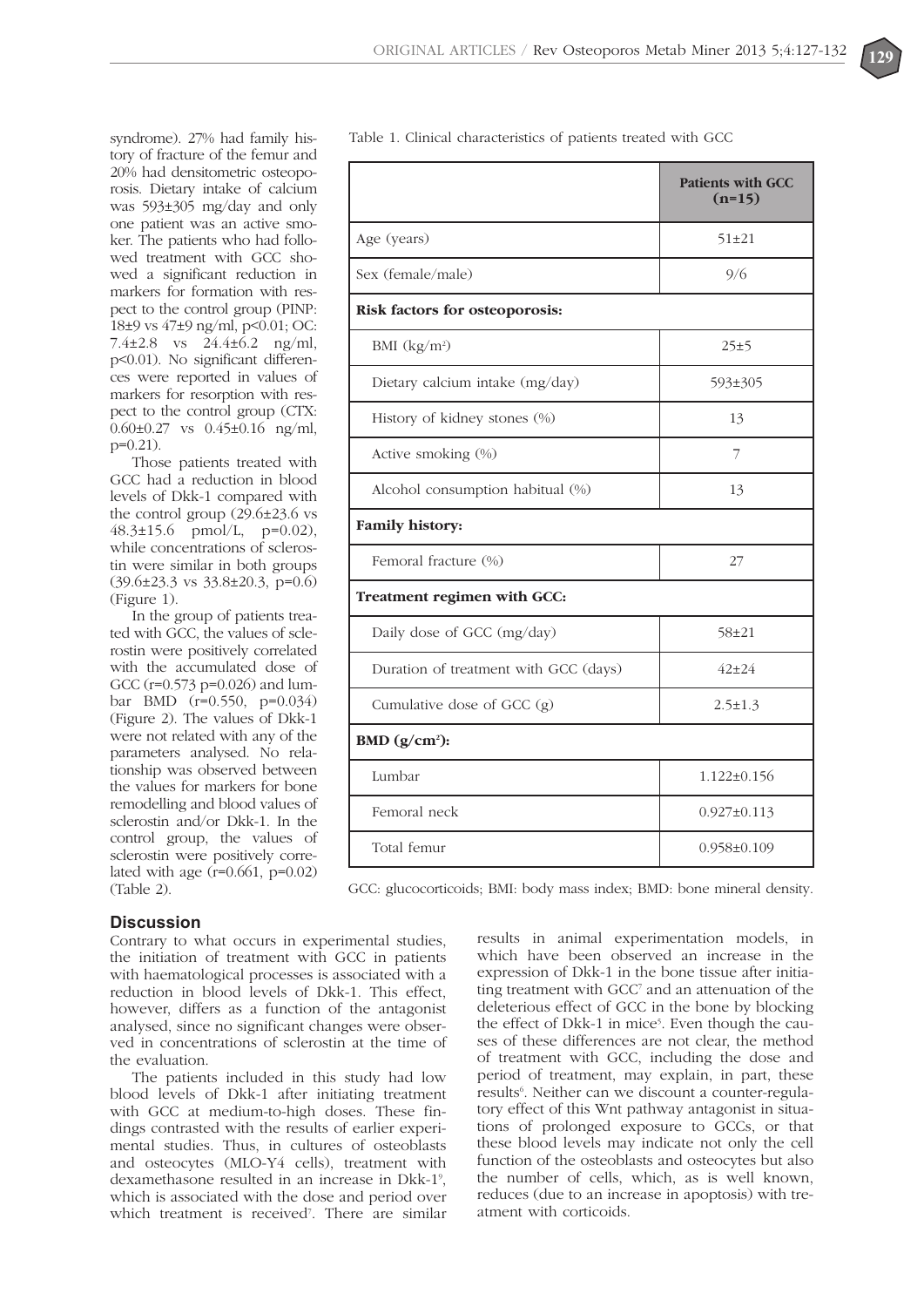syndrome). 27% had family history of fracture of the femur and 20% had densitometric osteoporosis. Dietary intake of calcium was 593±305 mg/day and only one patient was an active smoker. The patients who had followed treatment with GCC showed a significant reduction in markers for formation with respect to the control group (PINP: 18±9 vs 47±9 ng/ml, $p<0.01$; OC: 7.4±2.8 vs 24.4±6.2 ng/ml, $p<0.01$). No significant differences were reported in values of markers for resorption with respect to the control group (CTX: 0.60±0.27 vs 0.45±0.16 ng/ml, $p=0.21$).

Those patients treated with GCC had a reduction in blood levels of Dkk-1 compared with the control group (29.6±23.6 vs 48.3±15.6 pmol/L, $p=0.02$), while concentrations of sclerostin were similar in both groups (39.6±23.3 vs 33.8±20.3, $p=0.6$) (Figure 1).

In the group of patients treated with GCC, the values of sclerostin were positively correlated with the accumulated dose of GCC ($r=0.573$ $p=0.026$) and lumbar BMD ($r=0.550$, $p=0.034$) (Figure 2). The values of Dkk-1 were not related with any of the parameters analysed. No relationship was observed between the values for markers for bone remodelling and blood values of sclerostin and/or Dkk-1. In the control group, the values of sclerostin were positively correlated with age ($r=0.661$, $p=0.02$) (Table 2).

Table 1. Clinical characteristics of patients treated with GCC

| | **Patients with GCC (n=15)** |
|---|---|
| Age (years) | 51±21 |
| Sex (female/male) | 9/6 |
| **Risk factors for osteoporosis:** | |
| BMI (kg/m²) | 25±5 |
| Dietary calcium intake (mg/day) | 593±305 |
| History of kidney stones (%) | 13 |
| Active smoking (%) | 7 |
| Alcohol consumption habitual (%) | 13 |
| **Family history:** | |
| Femoral fracture (%) | 27 |
| **Treatment regimen with GCC:** | |
| Daily dose of GCC (mg/day) | 58±21 |
| Duration of treatment with GCC (days) | 42±24 |
| Cumulative dose of GCC (g) | 2.5±1.3 |
| **BMD (g/cm²):** | |
| Lumbar | 1.122±0.156 |
| Femoral neck | 0.927±0.113 |
| Total femur | 0.958±0.109 |

GCC: glucocorticoids; BMI: body mass index; BMD: bone mineral density.

## Discussion

Contrary to what occurs in experimental studies, the initiation of treatment with GCC in patients with haematological processes is associated with a reduction in blood levels of Dkk-1. This effect, however, differs as a function of the antagonist analysed, since no significant changes were observed in concentrations of sclerostin at the time of the evaluation.

The patients included in this study had low blood levels of Dkk-1 after initiating treatment with GCC at medium-to-high doses. These findings contrasted with the results of earlier experimental studies. Thus, in cultures of osteoblasts and osteocytes (MLO-Y4 cells), treatment with dexamethasone resulted in an increase in Dkk-1[9], which is associated with the dose and period over which treatment is received[7]. There are similar results in animal experimentation models, in which have been observed an increase in the expression of Dkk-1 in the bone tissue after initiating treatment with GCC[7] and an attenuation of the deleterious effect of GCC in the bone by blocking the effect of Dkk-1 in mice[5]. Even though the causes of these differences are not clear, the method of treatment with GCC, including the dose and period of treatment, may explain, in part, these results[6]. Neither can we discount a counter-regulatory effect of this Wnt pathway antagonist in situations of prolonged exposure to GCCs, or that these blood levels may indicate not only the cell function of the osteoblasts and osteocytes but also the number of cells, which, as is well known, reduces (due to an increase in apoptosis) with treatment with corticoids.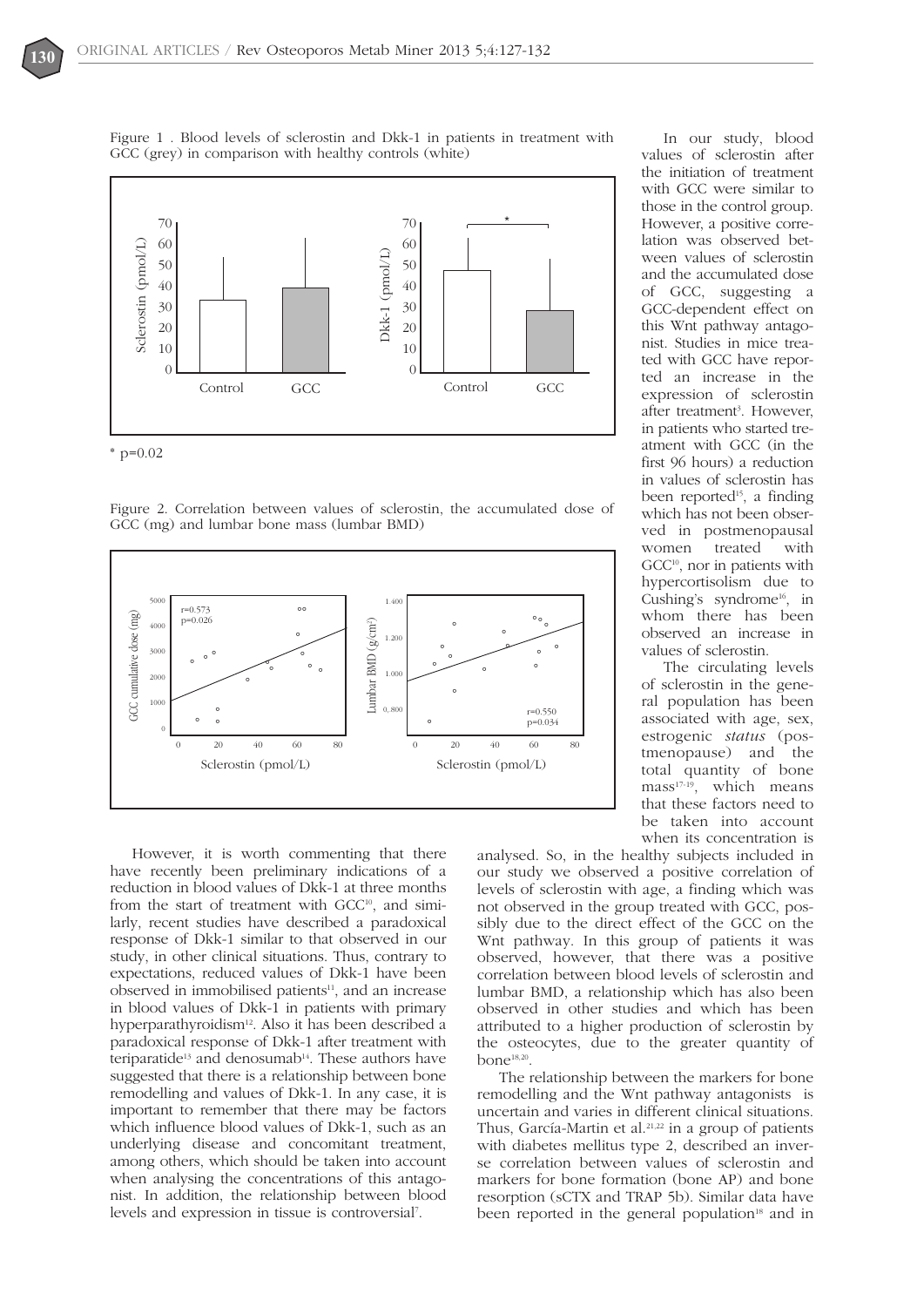Figure 1 . Blood levels of sclerostin and Dkk-1 in patients in treatment with GCC (grey) in comparison with healthy controls (white)

* p=0.02

Figure 2. Correlation between values of sclerostin, the accumulated dose of GCC (mg) and lumbar bone mass (lumbar BMD)

However, it is worth commenting that there have recently been preliminary indications of a reduction in blood values of Dkk-1 at three months from the start of treatment with GCC[10], and similarly, recent studies have described a paradoxical response of Dkk-1 similar to that observed in our study, in other clinical situations. Thus, contrary to expectations, reduced values of Dkk-1 have been observed in immobilised patients[11], and an increase in blood values of Dkk-1 in patients with primary hyperparathyroidism[12]. Also it has been described a paradoxical response of Dkk-1 after treatment with teriparatide[13] and denosumab[14]. These authors have suggested that there is a relationship between bone remodelling and values of Dkk-1. In any case, it is important to remember that there may be factors which influence blood values of Dkk-1, such as an underlying disease and concomitant treatment, among others, which should be taken into account when analysing the concentrations of this antagonist. In addition, the relationship between blood levels and expression in tissue is controversial[7].

In our study, blood values of sclerostin after the initiation of treatment with GCC were similar to those in the control group. However, a positive correlation was observed between values of sclerostin and the accumulated dose of GCC, suggesting a GCC-dependent effect on this Wnt pathway antagonist. Studies in mice treated with GCC have reported an increase in the expression of sclerostin after treatment[3]. However, in patients who started treatment with GCC (in the first 96 hours) a reduction in values of sclerostin has been reported[15], a finding which has not been observed in postmenopausal women treated with GCC[10], nor in patients with hypercortisolism due to Cushing's syndrome[16], in whom there has been observed an increase in values of sclerostin.

The circulating levels of sclerostin in the general population has been associated with age, sex, estrogenic *status* (postmenopause) and the total quantity of bone mass[17-19], which means that these factors need to be taken into account when its concentration is analysed. So, in the healthy subjects included in our study we observed a positive correlation of levels of sclerostin with age, a finding which was not observed in the group treated with GCC, possibly due to the direct effect of the GCC on the Wnt pathway. In this group of patients it was observed, however, that there was a positive correlation between blood levels of sclerostin and lumbar BMD, a relationship which has also been observed in other studies and which has been attributed to a higher production of sclerostin by the osteocytes, due to the greater quantity of bone[18,20].

The relationship between the markers for bone remodelling and the Wnt pathway antagonists is uncertain and varies in different clinical situations. Thus, García-Martin et al.[21,22] in a group of patients with diabetes mellitus type 2, described an inverse correlation between values of sclerostin and markers for bone formation (bone AP) and bone resorption (sCTX and TRAP 5b). Similar data have been reported in the general population[18] and in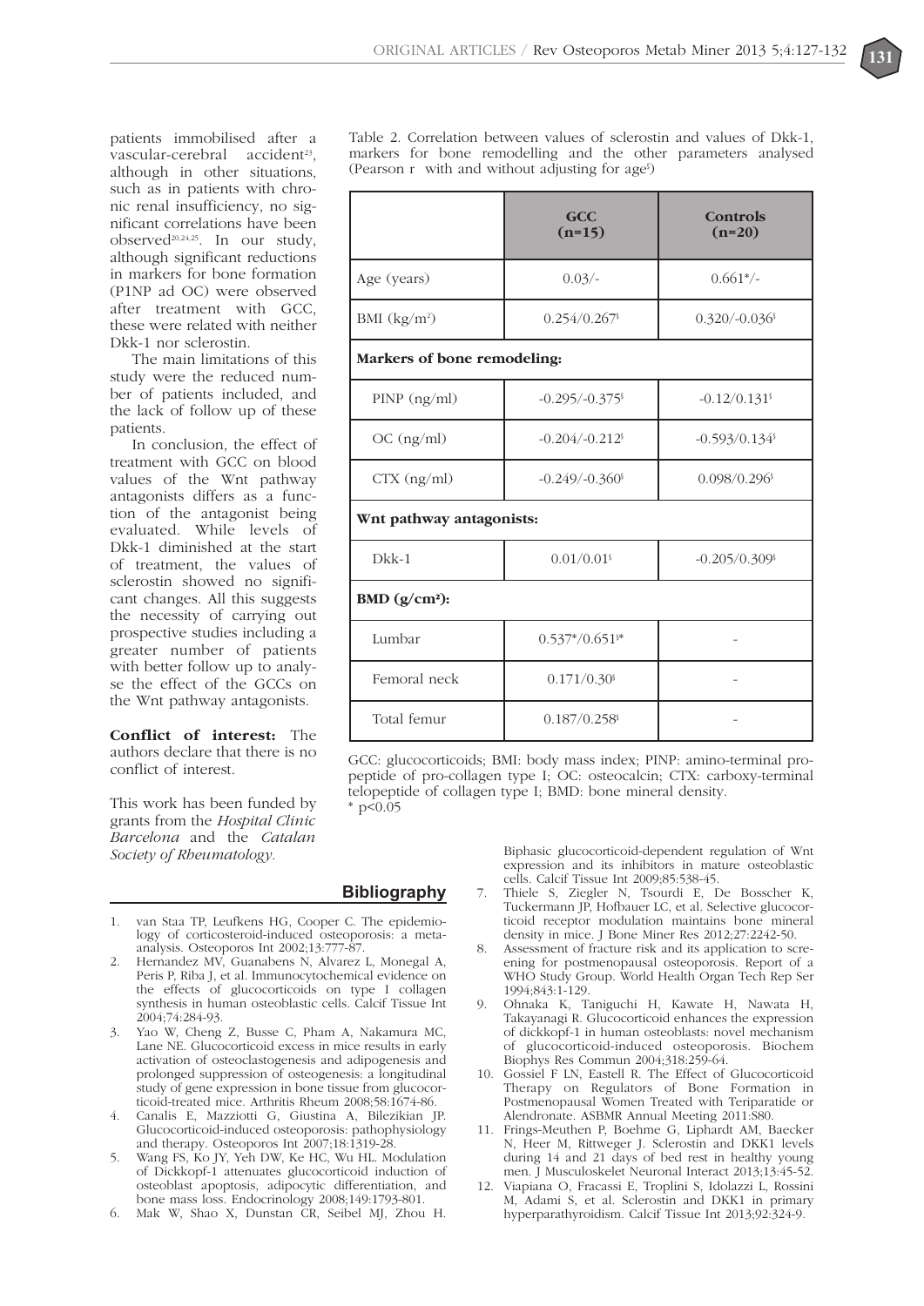patients immobilised after a vascular-cerebral accident[23], although in other situations, such as in patients with chronic renal insufficiency, no significant correlations have been observed[20,24,25]. In our study, although significant reductions in markers for bone formation (P1NP ad OC) were observed after treatment with GCC, these were related with neither Dkk-1 nor sclerostin.

The main limitations of this study were the reduced number of patients included, and the lack of follow up of these patients.

In conclusion, the effect of treatment with GCC on blood values of the Wnt pathway antagonists differs as a function of the antagonist being evaluated. While levels of Dkk-1 diminished at the start of treatment, the values of sclerostin showed no significant changes. All this suggests the necessity of carrying out prospective studies including a greater number of patients with better follow up to analyse the effect of the GCCs on the Wnt pathway antagonists.

**Conflict of interest:** The authors declare that there is no conflict of interest.

This work has been funded by grants from the *Hospital Clinic Barcelona* and the *Catalan Society of Rheumatology*.

Table 2. Correlation between values of sclerostin and values of Dkk-1, markers for bone remodelling and the other parameters analysed (Pearson r with and without adjusting for age[§])

| | GCC (n=15) | Controls (n=20) |
|---|---|---|
| Age (years) | 0.03/- | 0.661*/- |
| BMI (kg/m²) | 0.254/0.267[§] | 0.320/-0.036[§] |
| **Markers of bone remodeling:** | | |
| PINP (ng/ml) | -0.295/-0.375[§] | -0.12/0.131[§] |
| OC (ng/ml) | -0.204/-0.212[§] | -0.593/0.134[§] |
| CTX (ng/ml) | -0.249/-0.360[§] | 0.098/0.296[§] |
| **Wnt pathway antagonists:** | | |
| Dkk-1 | 0.01/0.01[§] | -0.205/0.309[§] |
| **BMD (g/cm²):** | | |
| Lumbar | 0.537*/0.651[§]* | - |
| Femoral neck | 0.171/0.30[§] | - |
| Total femur | 0.187/0.258[§] | - |

GCC: glucocorticoids; BMI: body mass index; PINP: amino-terminal propeptide of pro-collagen type I; OC: osteocalcin; CTX: carboxy-terminal telopeptide of collagen type I; BMD: bone mineral density.
* $p<0.05$

## Bibliography

1. van Staa TP, Leufkens HG, Cooper C. The epidemiology of corticosteroid-induced osteoporosis: a meta-analysis. Osteoporos Int 2002;13:777-87.
2. Hernandez MV, Guanabens N, Alvarez L, Monegal A, Peris P, Riba J, et al. Immunocytochemical evidence on the effects of glucocorticoids on type I collagen synthesis in human osteoblastic cells. Calcif Tissue Int 2004;74:284-93.
3. Yao W, Cheng Z, Busse C, Pham A, Nakamura MC, Lane NE. Glucocorticoid excess in mice results in early activation of osteoclastogenesis and adipogenesis and prolonged suppression of osteogenesis: a longitudinal study of gene expression in bone tissue from glucocorticoid-treated mice. Arthritis Rheum 2008;58:1674-86.
4. Canalis E, Mazziotti G, Giustina A, Bilezikian JP. Glucocorticoid-induced osteoporosis: pathophysiology and therapy. Osteoporos Int 2007;18:1319-28.
5. Wang FS, Ko JY, Yeh DW, Ke HC, Wu HL. Modulation of Dickkopf-1 attenuates glucocorticoid induction of osteoblast apoptosis, adipocytic differentiation, and bone mass loss. Endocrinology 2008;149:1793-801.
6. Mak W, Shao X, Dunstan CR, Seibel MJ, Zhou H. Biphasic glucocorticoid-dependent regulation of Wnt expression and its inhibitors in mature osteoblastic cells. Calcif Tissue Int 2009;85:538-45.
7. Thiele S, Ziegler N, Tsourdi E, De Bosscher K, Tuckermann JP, Hofbauer LC, et al. Selective glucocorticoid receptor modulation maintains bone mineral density in mice. J Bone Miner Res 2012;27:2242-50.
8. Assessment of fracture risk and its application to screening for postmenopausal osteoporosis. Report of a WHO Study Group. World Health Organ Tech Rep Ser 1994;843:1-129.
9. Ohnaka K, Taniguchi H, Kawate H, Nawata H, Takayanagi R. Glucocorticoid enhances the expression of dickkopf-1 in human osteoblasts: novel mechanism of glucocorticoid-induced osteoporosis. Biochem Biophys Res Commun 2004;318:259-64.
10. Gossiel F LN, Eastell R. The Effect of Glucocorticoid Therapy on Regulators of Bone Formation in Postmenopausal Women Treated with Teriparatide or Alendronate. ASBMR Annual Meeting 2011:S80.
11. Frings-Meuthen P, Boehme G, Liphardt AM, Baecker N, Heer M, Rittweger J. Sclerostin and DKK1 levels during 14 and 21 days of bed rest in healthy young men. J Musculoskelet Neuronal Interact 2013;13:45-52.
12. Viapiana O, Fracassi E, Troplini S, Idolazzi L, Rossini M, Adami S, et al. Sclerostin and DKK1 in primary hyperparathyroidism. Calcif Tissue Int 2013;92:324-9.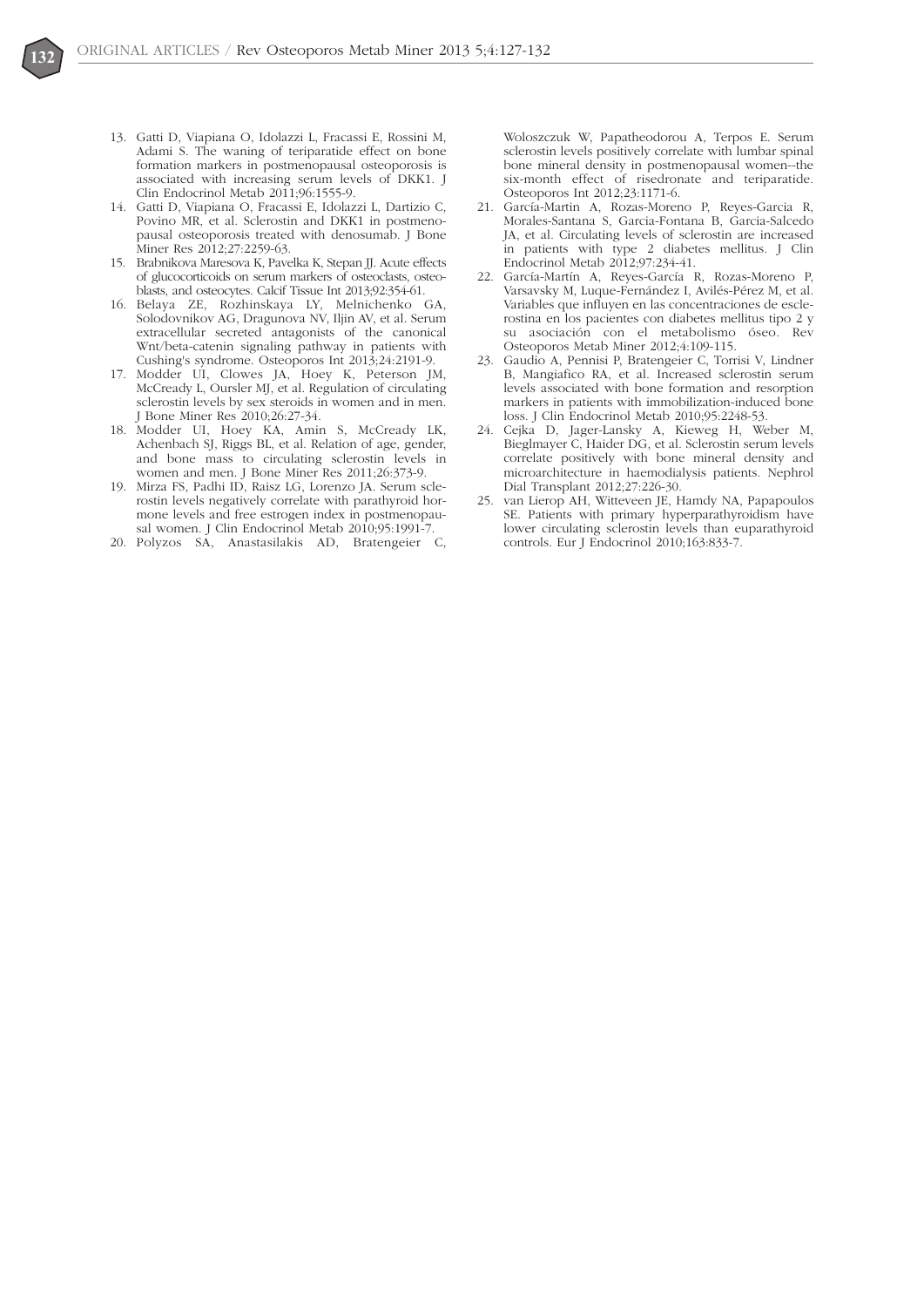13. Gatti D, Viapiana O, Idolazzi L, Fracassi E, Rossini M, Adami S. The waning of teriparatide effect on bone formation markers in postmenopausal osteoporosis is associated with increasing serum levels of DKK1. J Clin Endocrinol Metab 2011;96:1555-9.
14. Gatti D, Viapiana O, Fracassi E, Idolazzi L, Dartizio C, Povino MR, et al. Sclerostin and DKK1 in postmenopausal osteoporosis treated with denosumab. J Bone Miner Res 2012;27:2259-63.
15. Brabnikova Maresova K, Pavelka K, Stepan JJ. Acute effects of glucocorticoids on serum markers of osteoclasts, osteoblasts, and osteocytes. Calcif Tissue Int 2013;92:354-61.
16. Belaya ZE, Rozhinskaya LY, Melnichenko GA, Solodovnikov AG, Dragunova NV, Iljin AV, et al. Serum extracellular secreted antagonists of the canonical Wnt/beta-catenin signaling pathway in patients with Cushing's syndrome. Osteoporos Int 2013;24:2191-9.
17. Modder UI, Clowes JA, Hoey K, Peterson JM, McCready L, Oursler MJ, et al. Regulation of circulating sclerostin levels by sex steroids in women and in men. J Bone Miner Res 2010;26:27-34.
18. Modder UI, Hoey KA, Amin S, McCready LK, Achenbach SJ, Riggs BL, et al. Relation of age, gender, and bone mass to circulating sclerostin levels in women and men. J Bone Miner Res 2011;26:373-9.
19. Mirza FS, Padhi ID, Raisz LG, Lorenzo JA. Serum sclerostin levels negatively correlate with parathyroid hormone levels and free estrogen index in postmenopausal women. J Clin Endocrinol Metab 2010;95:1991-7.
20. Polyzos SA, Anastasilakis AD, Bratengeier C, Woloszczuk W, Papatheodorou A, Terpos E. Serum sclerostin levels positively correlate with lumbar spinal bone mineral density in postmenopausal women--the six-month effect of risedronate and teriparatide. Osteoporos Int 2012;23:1171-6.
21. García-Martin A, Rozas-Moreno P, Reyes-Garcia R, Morales-Santana S, Garcia-Fontana B, Garcia-Salcedo JA, et al. Circulating levels of sclerostin are increased in patients with type 2 diabetes mellitus. J Clin Endocrinol Metab 2012;97:234-41.
22. García-Martín A, Reyes-García R, Rozas-Moreno P, Varsavsky M, Luque-Fernández I, Avilés-Pérez M, et al. Variables que influyen en las concentraciones de esclerostina en los pacientes con diabetes mellitus tipo 2 y su asociación con el metabolismo óseo. Rev Osteoporos Metab Miner 2012;4:109-115.
23. Gaudio A, Pennisi P, Bratengeier C, Torrisi V, Lindner B, Mangiafico RA, et al. Increased sclerostin serum levels associated with bone formation and resorption markers in patients with immobilization-induced bone loss. J Clin Endocrinol Metab 2010;95:2248-53.
24. Cejka D, Jager-Lansky A, Kieweg H, Weber M, Bieglmayer C, Haider DG, et al. Sclerostin serum levels correlate positively with bone mineral density and microarchitecture in haemodialysis patients. Nephrol Dial Transplant 2012;27:226-30.
25. van Lierop AH, Witteveen JE, Hamdy NA, Papapoulos SE. Patients with primary hyperparathyroidism have lower circulating sclerostin levels than euparathyroid controls. Eur J Endocrinol 2010;163:833-7.